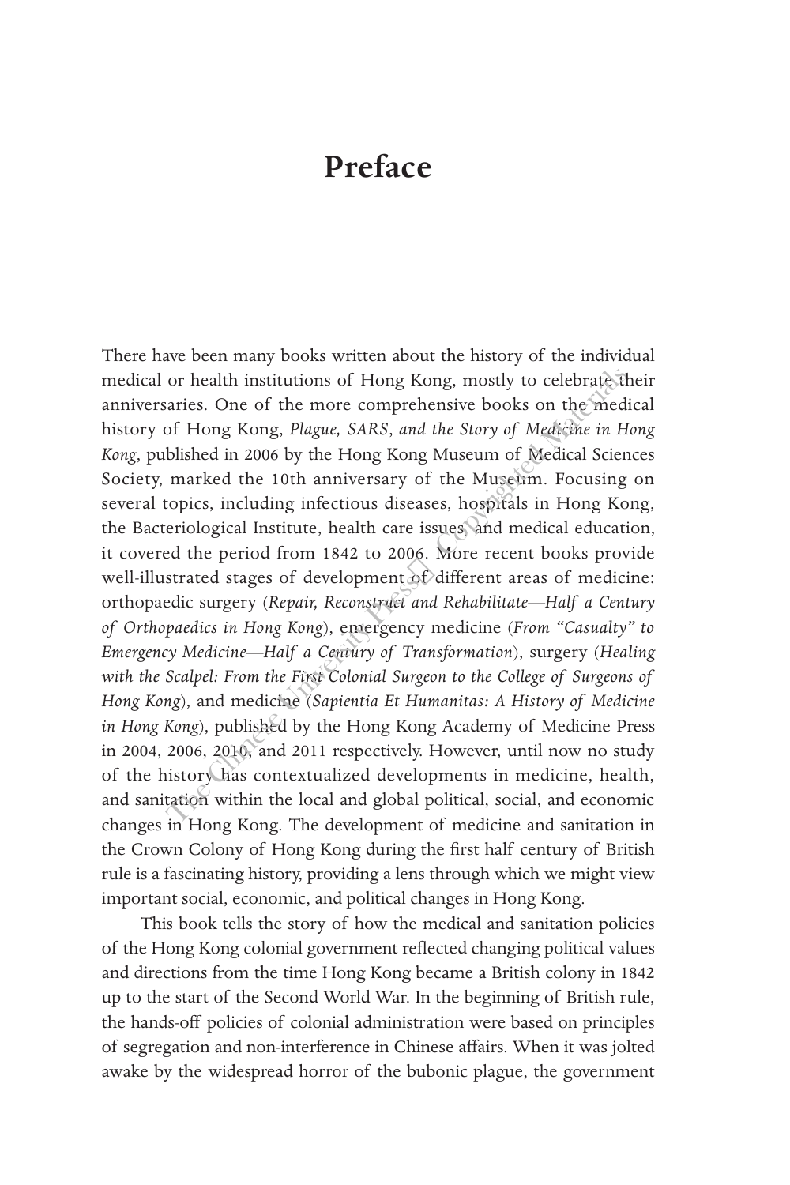# Preface

There have been many books written about the history of the individual medical or health institutions of Hong Kong, mostly to celebrate their anniversaries. One of the more comprehensive books on the medical history of Hong Kong, *Plague, SARS, and the Story of Medicine in Hong Kong*, published in 2006 by the Hong Kong Museum of Medical Sciences Society, marked the 10th anniversary of the Museum. Focusing on several topics, including infectious diseases, hospitals in Hong Kong, the Bacteriological Institute, health care issues, and medical education, it covered the period from 1842 to 2006. More recent books provide well-illustrated stages of development of different areas of medicine: orthopaedic surgery (*Repair, Reconstruct and Rehabilitate—Half a Century of Orthopaedics in Hong Kong*), emergency medicine (*From "Casualty" to Emergency Medicine—Half a Century of Transformation*), surgery (*Healing with the Scalpel: From the First Colonial Surgeon to the College of Surgeons of Hong Kong*), and medicine (*Sapientia Et Humanitas: A History of Medicine in Hong Kong*), published by the Hong Kong Academy of Medicine Press in 2004, 2006, 2010, and 2011 respectively. However, until now no study of the history has contextualized developments in medicine, health, and sanitation within the local and global political, social, and economic changes in Hong Kong. The development of medicine and sanitation in the Crown Colony of Hong Kong during the first half century of British rule is a fascinating history, providing a lens through which we might view important social, economic, and political changes in Hong Kong.

This book tells the story of how the medical and sanitation policies of the Hong Kong colonial government reflected changing political values and directions from the time Hong Kong became a British colony in 1842 up to the start of the Second World War. In the beginning of British rule, the hands-off policies of colonial administration were based on principles of segregation and non-interference in Chinese affairs. When it was jolted awake by the widespread horror of the bubonic plague, the government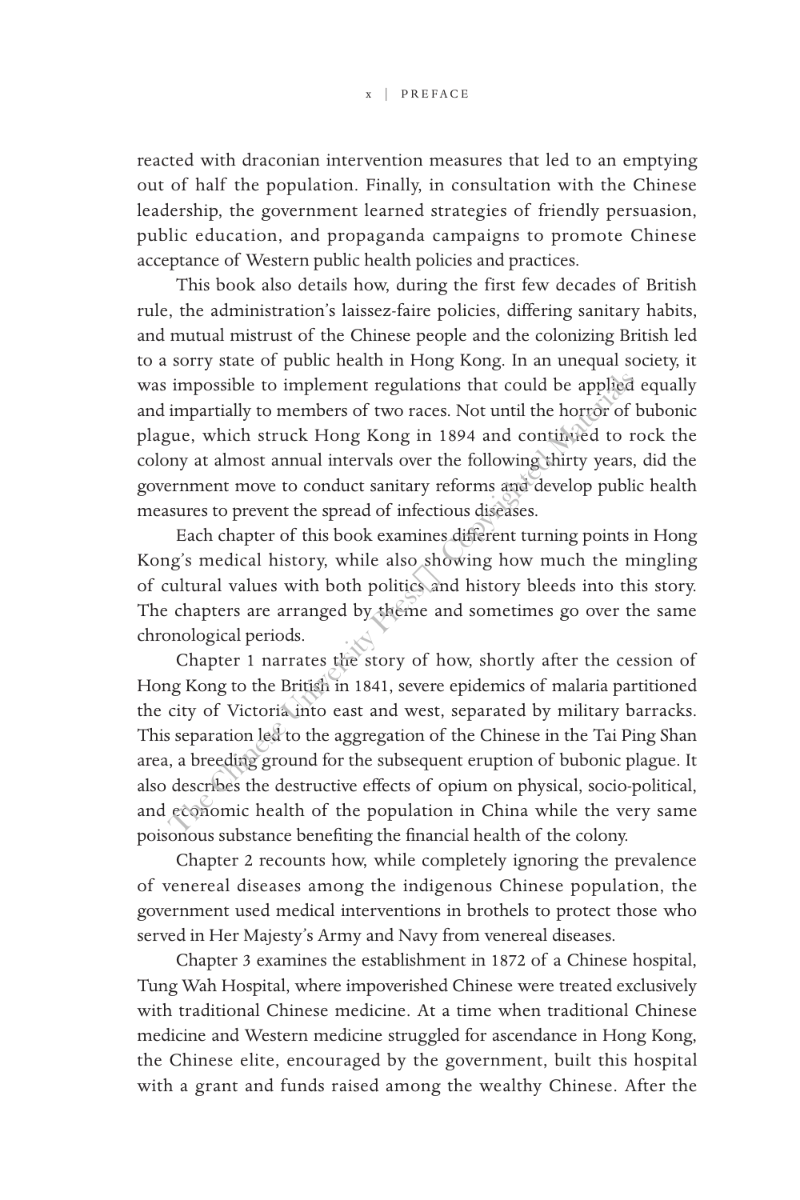reacted with draconian intervention measures that led to an emptying out of half the population. Finally, in consultation with the Chinese leadership, the government learned strategies of friendly persuasion, public education, and propaganda campaigns to promote Chinese acceptance of Western public health policies and practices.

This book also details how, during the first few decades of British rule, the administration's laissez-faire policies, differing sanitary habits, and mutual mistrust of the Chinese people and the colonizing British led to a sorry state of public health in Hong Kong. In an unequal society, it was impossible to implement regulations that could be applied equally and impartially to members of two races. Not until the horror of bubonic plague, which struck Hong Kong in 1894 and continued to rock the colony at almost annual intervals over the following thirty years, did the government move to conduct sanitary reforms and develop public health measures to prevent the spread of infectious diseases.

Each chapter of this book examines different turning points in Hong Kong's medical history, while also showing how much the mingling of cultural values with both politics and history bleeds into this story. The chapters are arranged by theme and sometimes go over the same chronological periods.

Chapter 1 narrates the story of how, shortly after the cession of Hong Kong to the British in 1841, severe epidemics of malaria partitioned the city of Victoria into east and west, separated by military barracks. This separation led to the aggregation of the Chinese in the Tai Ping Shan area, a breeding ground for the subsequent eruption of bubonic plague. It also describes the destructive effects of opium on physical, socio-political, and economic health of the population in China while the very same poisonous substance benefiting the financial health of the colony.

Chapter 2 recounts how, while completely ignoring the prevalence of venereal diseases among the indigenous Chinese population, the government used medical interventions in brothels to protect those who served in Her Majesty's Army and Navy from venereal diseases.

Chapter 3 examines the establishment in 1872 of a Chinese hospital, Tung Wah Hospital, where impoverished Chinese were treated exclusively with traditional Chinese medicine. At a time when traditional Chinese medicine and Western medicine struggled for ascendance in Hong Kong, the Chinese elite, encouraged by the government, built this hospital with a grant and funds raised among the wealthy Chinese. After the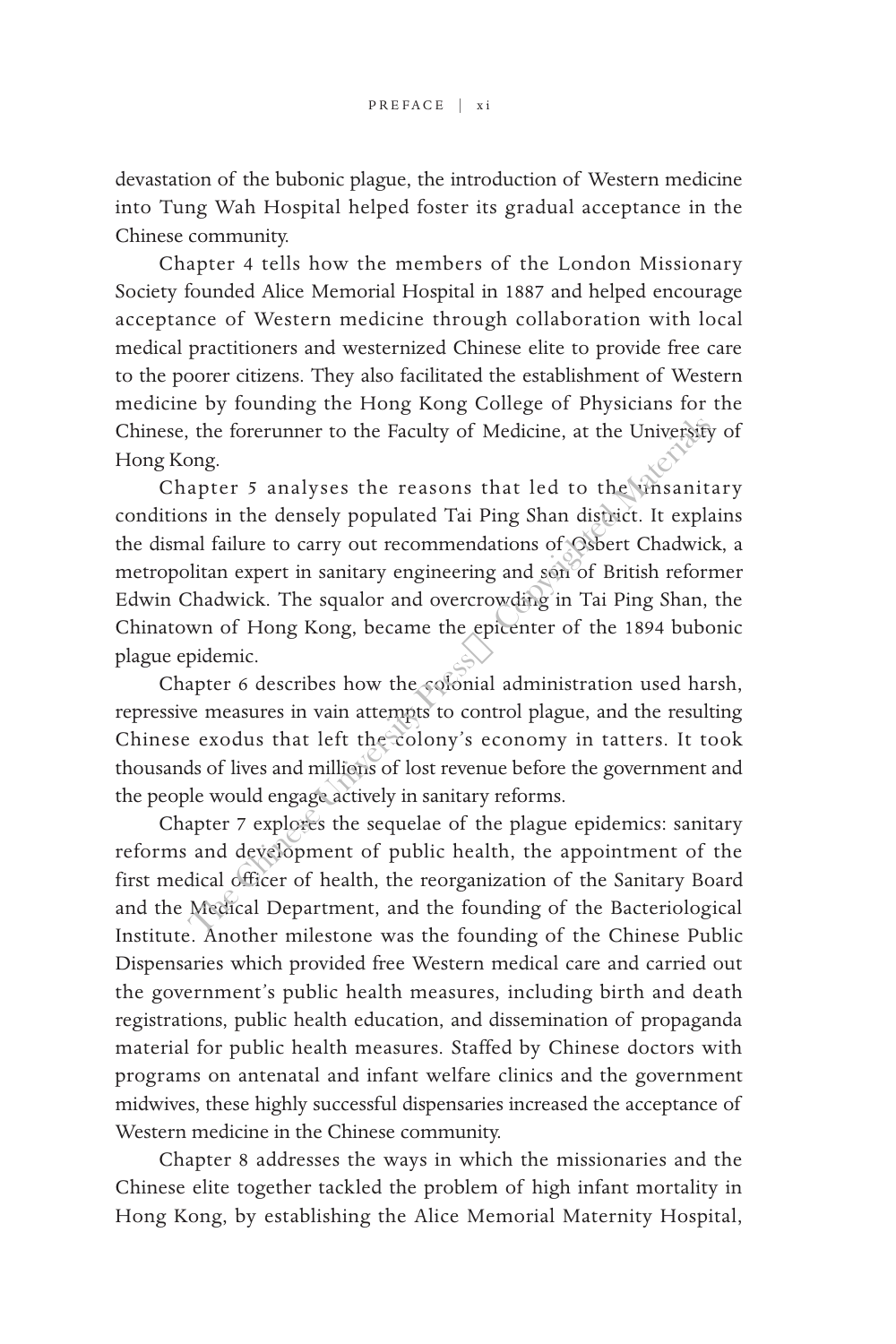devastation of the bubonic plague, the introduction of Western medicine into Tung Wah Hospital helped foster its gradual acceptance in the Chinese community.

Chapter 4 tells how the members of the London Missionary Society founded Alice Memorial Hospital in 1887 and helped encourage acceptance of Western medicine through collaboration with local medical practitioners and westernized Chinese elite to provide free care to the poorer citizens. They also facilitated the establishment of Western medicine by founding the Hong Kong College of Physicians for the Chinese, the forerunner to the Faculty of Medicine, at the University of Hong Kong.

Chapter 5 analyses the reasons that led to the unsanitary conditions in the densely populated Tai Ping Shan district. It explains the dismal failure to carry out recommendations of Osbert Chadwick, a metropolitan expert in sanitary engineering and son of British reformer Edwin Chadwick. The squalor and overcrowding in Tai Ping Shan, the Chinatown of Hong Kong, became the epicenter of the 1894 bubonic plague epidemic.

Chapter 6 describes how the colonial administration used harsh, repressive measures in vain attempts to control plague, and the resulting Chinese exodus that left the colony's economy in tatters. It took thousands of lives and millions of lost revenue before the government and the people would engage actively in sanitary reforms.

Chapter 7 explores the sequelae of the plague epidemics: sanitary reforms and development of public health, the appointment of the first medical officer of health, the reorganization of the Sanitary Board and the Medical Department, and the founding of the Bacteriological Institute. Another milestone was the founding of the Chinese Public Dispensaries which provided free Western medical care and carried out the government's public health measures, including birth and death registrations, public health education, and dissemination of propaganda material for public health measures. Staffed by Chinese doctors with programs on antenatal and infant welfare clinics and the government midwives, these highly successful dispensaries increased the acceptance of Western medicine in the Chinese community.

Chapter 8 addresses the ways in which the missionaries and the Chinese elite together tackled the problem of high infant mortality in Hong Kong, by establishing the Alice Memorial Maternity Hospital,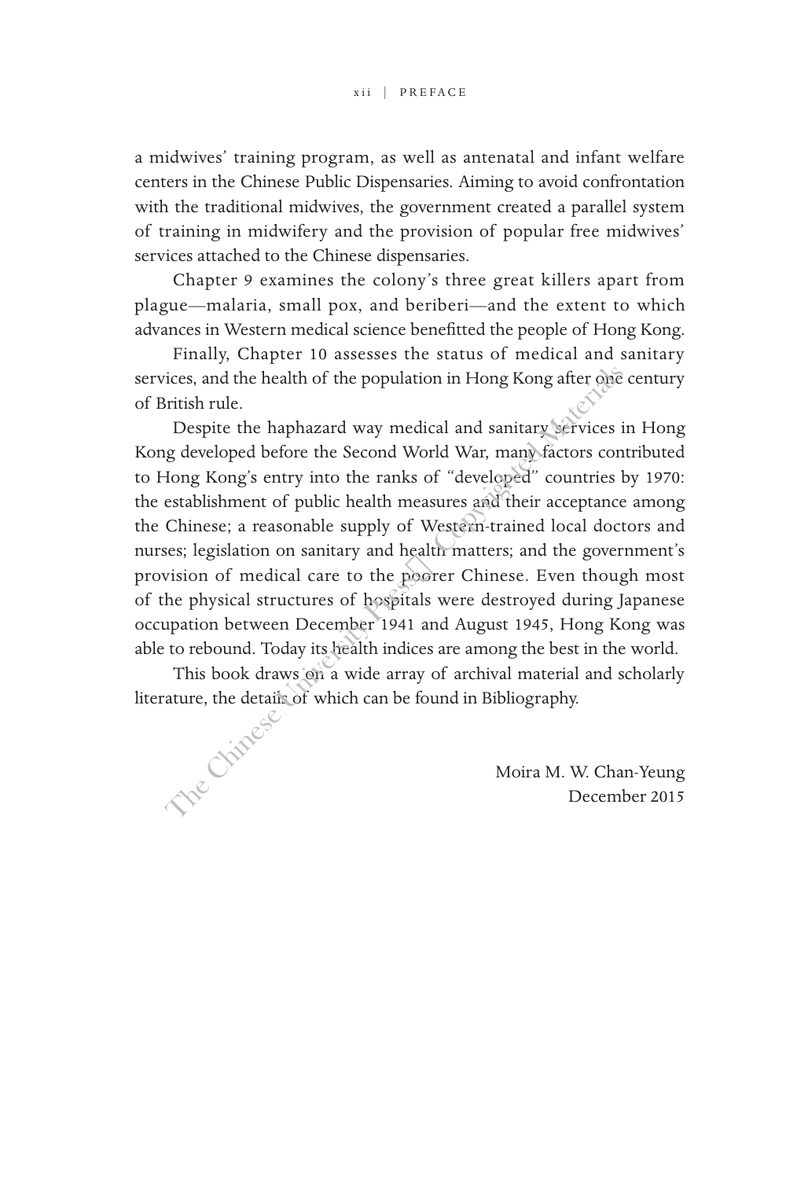a midwives' training program, as well as antenatal and infant welfare centers in the Chinese Public Dispensaries. Aiming to avoid confrontation with the traditional midwives, the government created a parallel system of training in midwifery and the provision of popular free midwives' services attached to the Chinese dispensaries.

Chapter 9 examines the colony's three great killers apart from plague—malaria, small pox, and beriberi—and the extent to which advances in Western medical science benefitted the people of Hong Kong.

Finally, Chapter 10 assesses the status of medical and sanitary services, and the health of the population in Hong Kong after one century of British rule.

Despite the haphazard way medical and sanitary services in Hong Kong developed before the Second World War, many factors contributed to Hong Kong's entry into the ranks of "developed" countries by 1970: the establishment of public health measures and their acceptance among the Chinese; a reasonable supply of Western-trained local doctors and nurses; legislation on sanitary and health matters; and the government's provision of medical care to the poorer Chinese. Even though most of the physical structures of hospitals were destroyed during Japanese occupation between December 1941 and August 1945, Hong Kong was able to rebound. Today its health indices are among the best in the world.

This book draws on a wide array of archival material and scholarly literature, the details of which can be found in Bibliography.

Moira M. W. Chan-Yeung
December 2015